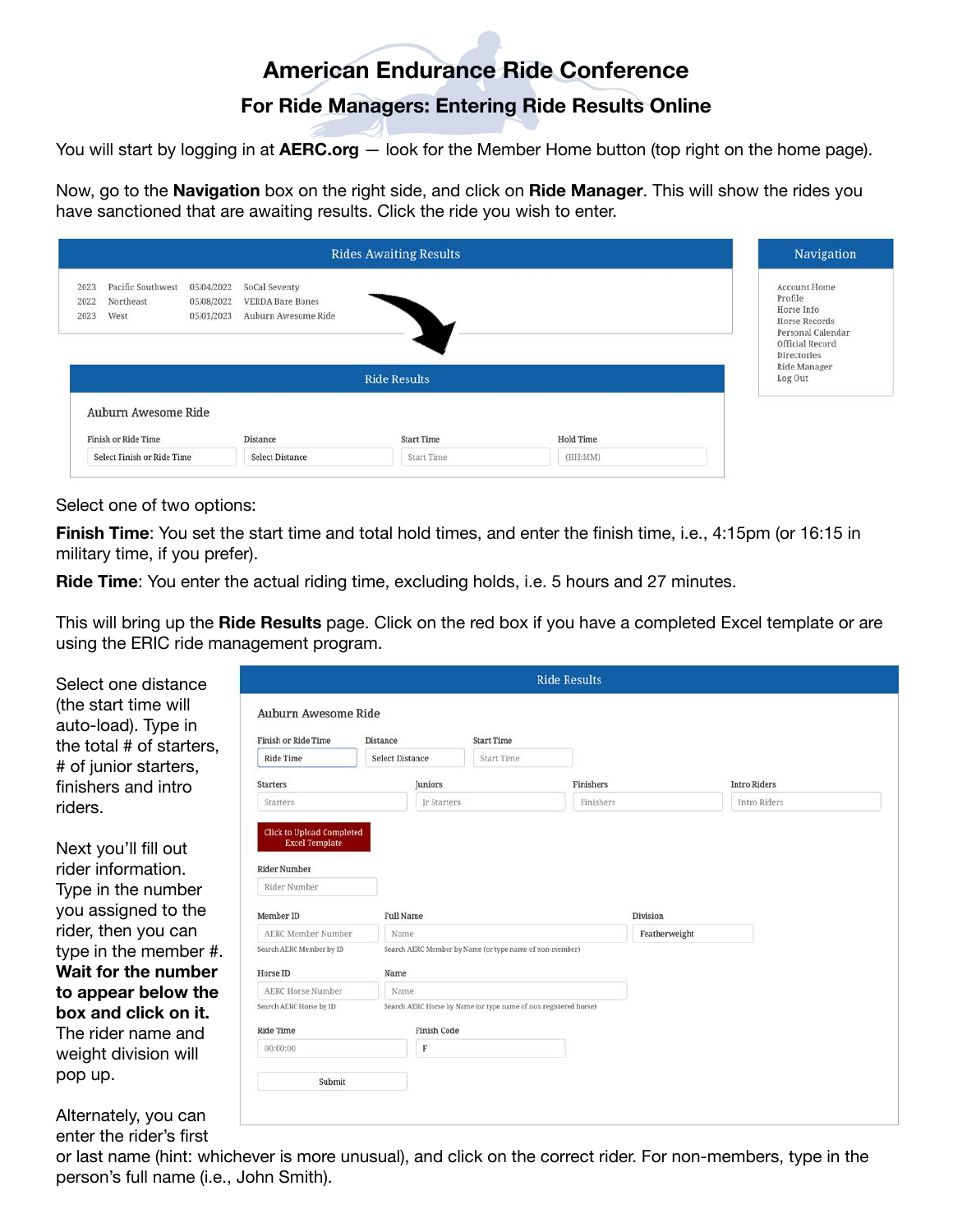# American Endurance Ride Conference

## For Ride Managers: Entering Ride Results Online

You will start by logging in at **AERC.org** — look for the Member Home button (top right on the home page).

Now, go to the **Navigation** box on the right side, and click on **Ride Manager**. This will show the rides you have sanctioned that are awaiting results. Click the ride you wish to enter.

Rides Awaiting Results

| | | | |
|---|---|---|---|
| 2023 | Pacific Southwest | 05/04/2022 | SoCal Seventy |
| 2022 | Northeast | 05/08/2022 | VERDA Bare Bones |
| 2023 | West | 05/01/2023 | Auburn Awesome Ride |

Navigation

- Account Home
- Profile
- Horse Info
- Horse Records
- Personal Calendar
- Official Record
- Directories
- Ride Manager
- Log Out

Ride Results

Auburn Awesome Ride

| Finish or Ride Time | Distance | Start Time | Hold Time |
|---|---|---|---|
| Select Finish or Ride Time | Select Distance | Start Time | (HH:MM) |

Select one of two options:

**Finish Time**: You set the start time and total hold times, and enter the finish time, i.e., 4:15pm (or 16:15 in military time, if you prefer).

**Ride Time**: You enter the actual riding time, excluding holds, i.e. 5 hours and 27 minutes.

This will bring up the **Ride Results** page. Click on the red box if you have a completed Excel template or are using the ERIC ride management program.

Select one distance (the start time will auto-load). Type in the total # of starters, # of junior starters, finishers and intro riders.

Next you'll fill out rider information. Type in the number you assigned to the rider, then you can type in the member #. **Wait for the number to appear below the box and click on it.** The rider name and weight division will pop up.

Ride Results

Auburn Awesome Ride

| Finish or Ride Time | Distance | Start Time |
|---|---|---|
| Ride Time | Select Distance | Start Time |

| Starters | Juniors | Finishers | Intro Riders |
|---|---|---|---|
| Starters | Jr Starters | Finishers | Intro Riders |

Click to Upload Completed Excel Template

Rider Number: Rider Number

| Member ID | Full Name | Division |
|---|---|---|
| AERC Member Number | Name | Featherweight |
| Search AERC Member by ID | Search AERC Member by Name (or type name of non-member) | |

| Horse ID | Name |
|---|---|
| AERC Horse Number | Name |
| Search AERC Horse by ID | Search AERC Horse by Name (or type name of non registered horse) |

| Ride Time | Finish Code |
|---|---|
| 00:00:00 | F |

Submit

Alternately, you can enter the rider's first or last name (hint: whichever is more unusual), and click on the correct rider. For non-members, type in the person's full name (i.e., John Smith).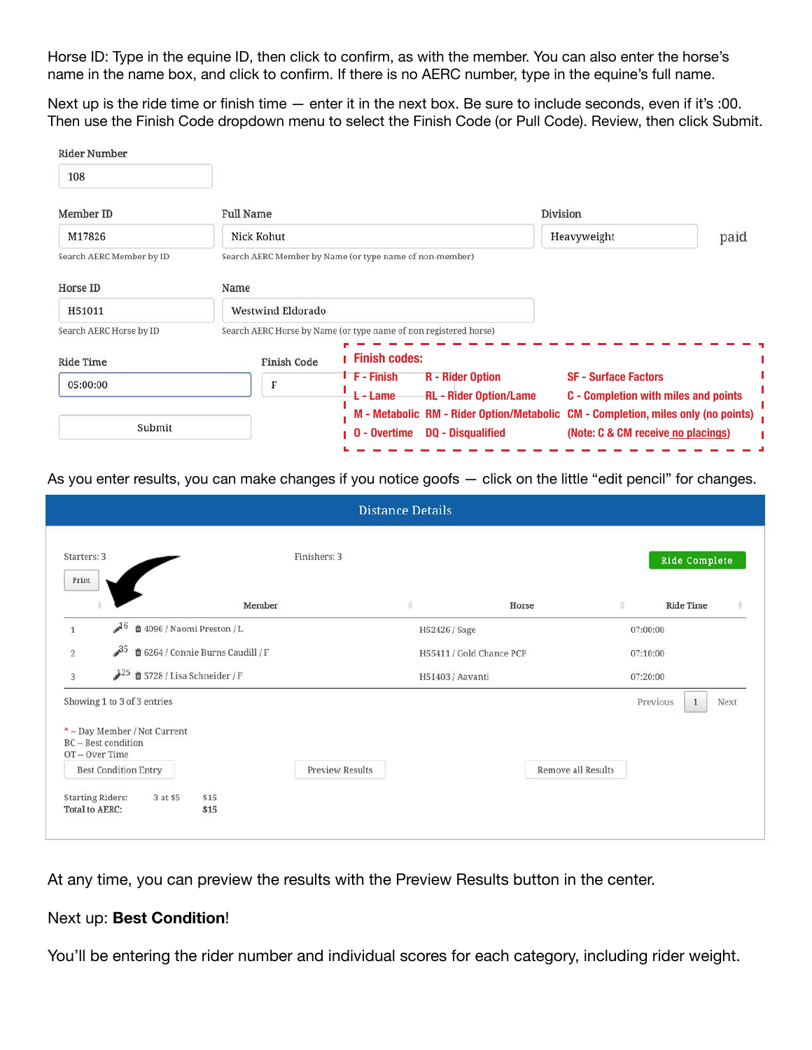Horse ID: Type in the equine ID, then click to confirm, as with the member. You can also enter the horse's name in the name box, and click to confirm. If there is no AERC number, type in the equine's full name.

Next up is the ride time or finish time — enter it in the next box. Be sure to include seconds, even if it's :00. Then use the Finish Code dropdown menu to select the Finish Code (or Pull Code). Review, then click Submit.

Rider Number
108

| Member ID | Full Name | Division | |
|---|---|---|---|
| M17826 | Nick Kohut | Heavyweight | paid |
| Search AERC Member by ID | Search AERC Member by Name (or type name of non-member) | | |

| Horse ID | Name |
|---|---|
| H51011 | Westwind Eldorado |
| Search AERC Horse by ID | Search AERC Horse by Name (or type name of non registered horse) |

| Ride Time | Finish Code |
|---|---|
| 05:00:00 | F |

Submit

**Finish codes:**

| | | |
|---|---|---|
| F - Finish | R - Rider Option | SF - Surface Factors |
| L - Lame | RL - Rider Option/Lame | C - Completion with miles and points |
| M - Metabolic | RM - Rider Option/Metabolic | CM - Completion, miles only (no points) |
| O - Overtime | DQ - Disqualified | (Note: C & CM receive no placings) |

As you enter results, you can make changes if you notice goofs — click on the little "edit pencil" for changes.

**Distance Details**

Starters: 3 | Finishers: 3 | Ride Complete

Print

| | Member | Horse | Ride Time |
|---|---|---|---|
| 1 | 16 4096 / Naomi Preston / L | H52426 / Sage | 07:00:00 |
| 2 | 35 6264 / Connie Burns Caudill / F | H55411 / Gold Chance PCP | 07:10:00 |
| 3 | 125 5728 / Lisa Schneider / F | H51403 / Aavanti | 07:20:00 |

Showing 1 to 3 of 3 entries — Previous 1 Next

\* -- Day Member / Not Current
BC -- Best condition
OT -- Over Time

Best Condition Entry | Preview Results | Remove all Results

| | | |
|---|---|---|
| Starting Riders: | 3 at $5 | $15 |
| Total to AERC: | | $15 |

At any time, you can preview the results with the Preview Results button in the center.

Next up: **Best Condition**!

You'll be entering the rider number and individual scores for each category, including rider weight.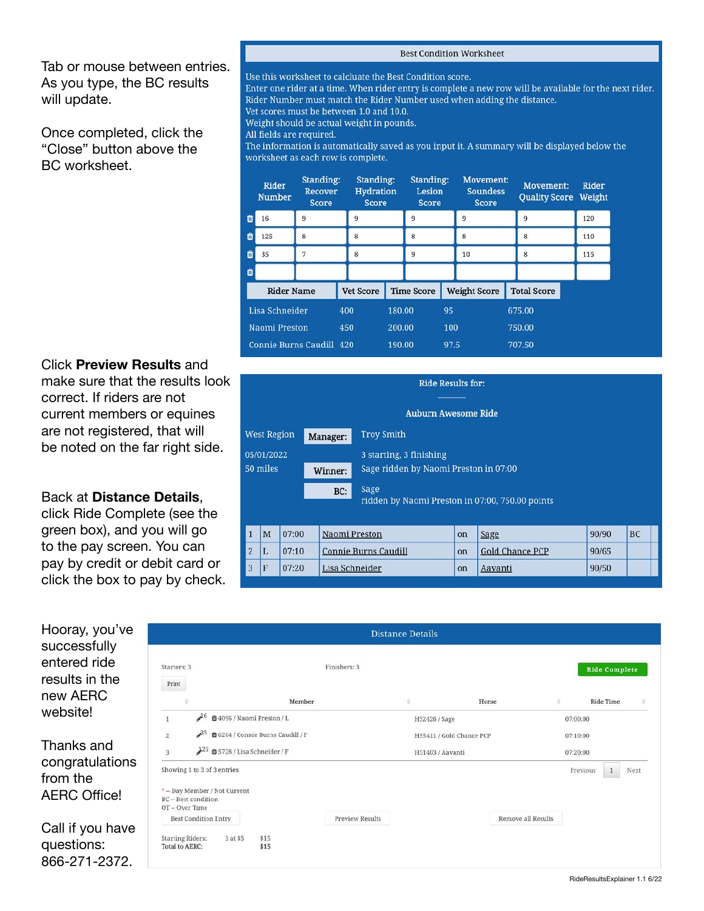Tab or mouse between entries. As you type, the BC results will update.

Once completed, click the "Close" button above the BC worksheet.

## Best Condition Worksheet

Use this worksheet to calculate the Best Condition score.
Enter one rider at a time. When rider entry is complete a new row will be available for the next rider.
Rider Number must match the Rider Number used when adding the distance.
Vet scores must be between 1.0 and 10.0.
Weight should be actual weight in pounds.
All fields are required.
The information is automatically saved as you input it. A summary will be displayed below the worksheet as each row is complete.

| Rider Number | Standing: Recover Score | Standing: Hydration Score | Standing: Lesion Score | Movement: Soundess Score | Movement: Quality Score | Rider Weight |
|---|---|---|---|---|---|---|
| 16 | 9 | 9 | 9 | 9 | 9 | 120 |
| 125 | 8 | 8 | 8 | 8 | 8 | 110 |
| 35 | 7 | 8 | 9 | 10 | 8 | 115 |
| | | | | | | |

| Rider Name | Vet Score | Time Score | Weight Score | Total Score |
|---|---|---|---|---|
| Lisa Schneider | 400 | 180.00 | 95 | 675.00 |
| Naomi Preston | 450 | 200.00 | 100 | 750.00 |
| Connie Burns Caudill | 420 | 190.00 | 97.5 | 707.50 |

Click **Preview Results** and make sure that the results look correct. If riders are not current members or equines are not registered, that will be noted on the far right side.

## Ride Results for:

**Auburn Awesome Ride**

West Region | **Manager:** Troy Smith

05/01/2022 | 3 starting, 3 finishing

50 miles | **Winner:** Sage ridden by Naomi Preston in 07:00

**BC:** Sage ridden by Naomi Preston in 07:00, 750.00 points

| | | | | | | | |
|---|---|---|---|---|---|---|---|
| 1 | M | 07:00 | Naomi Preston | on | Sage | 90/90 | BC |
| 2 | L | 07:10 | Connie Burns Caudill | on | Gold Chance PCP | 90/65 | |
| 3 | F | 07:20 | Lisa Schneider | on | Aavanti | 90/50 | |

Back at **Distance Details**, click Ride Complete (see the green box), and you will go to the pay screen. You can pay by credit or debit card or click the box to pay by check.

Hooray, you've successfully entered ride results in the new AERC website!

Thanks and congratulations from the AERC Office!

Call if you have questions: 866-271-2372.

## Distance Details

Starters: 3 | Finishers: 3 | Ride Complete

Print

| | Member | Horse | Ride Time |
|---|---|---|---|
| 1 | 16 4096 / Naomi Preston / L | H52426 / Sage | 07:00:00 |
| 2 | 35 6264 / Connie Burns Caudill / F | H55411 / Gold Chance PCP | 07:10:00 |
| 3 | 125 5728 / Lisa Schneider / F | H51403 / Aavanti | 07:20:00 |

Showing 1 to 3 of 3 entries — Previous 1 Next

* – Day Member / Not Current
BC – Best condition
OT – Over Time

Best Condition Entry | Preview Results | Remove all Results

| | | |
|---|---|---|
| Starting Riders: | 3 at $5 | $15 |
| Total to AERC: | | $15 |

RideResultsExplainer 1.1 6/22